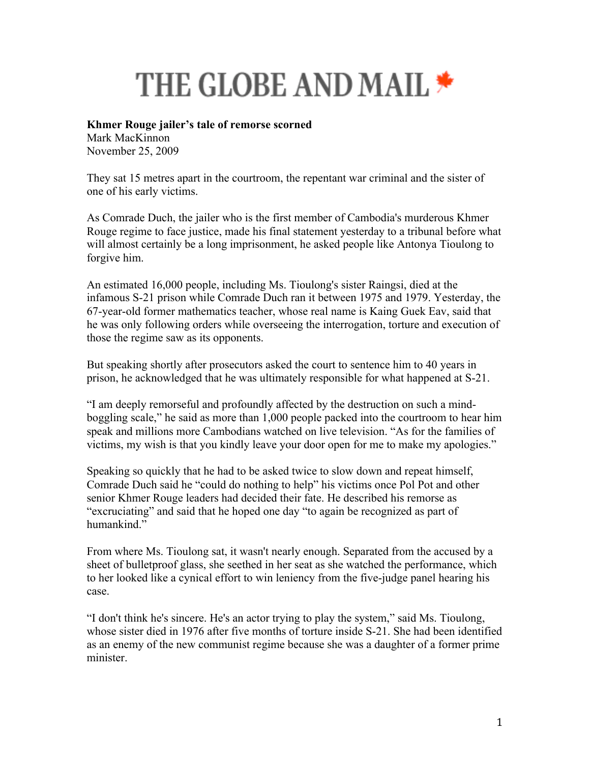# THE GLOBE AND MAIL

**Khmer Rouge jailer's tale of remorse scorned**
Mark MacKinnon
November 25, 2009

They sat 15 metres apart in the courtroom, the repentant war criminal and the sister of one of his early victims.

As Comrade Duch, the jailer who is the first member of Cambodia's murderous Khmer Rouge regime to face justice, made his final statement yesterday to a tribunal before what will almost certainly be a long imprisonment, he asked people like Antonya Tioulong to forgive him.

An estimated 16,000 people, including Ms. Tioulong's sister Raingsi, died at the infamous S-21 prison while Comrade Duch ran it between 1975 and 1979. Yesterday, the 67-year-old former mathematics teacher, whose real name is Kaing Guek Eav, said that he was only following orders while overseeing the interrogation, torture and execution of those the regime saw as its opponents.

But speaking shortly after prosecutors asked the court to sentence him to 40 years in prison, he acknowledged that he was ultimately responsible for what happened at S-21.

"I am deeply remorseful and profoundly affected by the destruction on such a mind-boggling scale," he said as more than 1,000 people packed into the courtroom to hear him speak and millions more Cambodians watched on live television. "As for the families of victims, my wish is that you kindly leave your door open for me to make my apologies."

Speaking so quickly that he had to be asked twice to slow down and repeat himself, Comrade Duch said he "could do nothing to help" his victims once Pol Pot and other senior Khmer Rouge leaders had decided their fate. He described his remorse as "excruciating" and said that he hoped one day "to again be recognized as part of humankind."

From where Ms. Tioulong sat, it wasn't nearly enough. Separated from the accused by a sheet of bulletproof glass, she seethed in her seat as she watched the performance, which to her looked like a cynical effort to win leniency from the five-judge panel hearing his case.

"I don't think he's sincere. He's an actor trying to play the system," said Ms. Tioulong, whose sister died in 1976 after five months of torture inside S-21. She had been identified as an enemy of the new communist regime because she was a daughter of a former prime minister.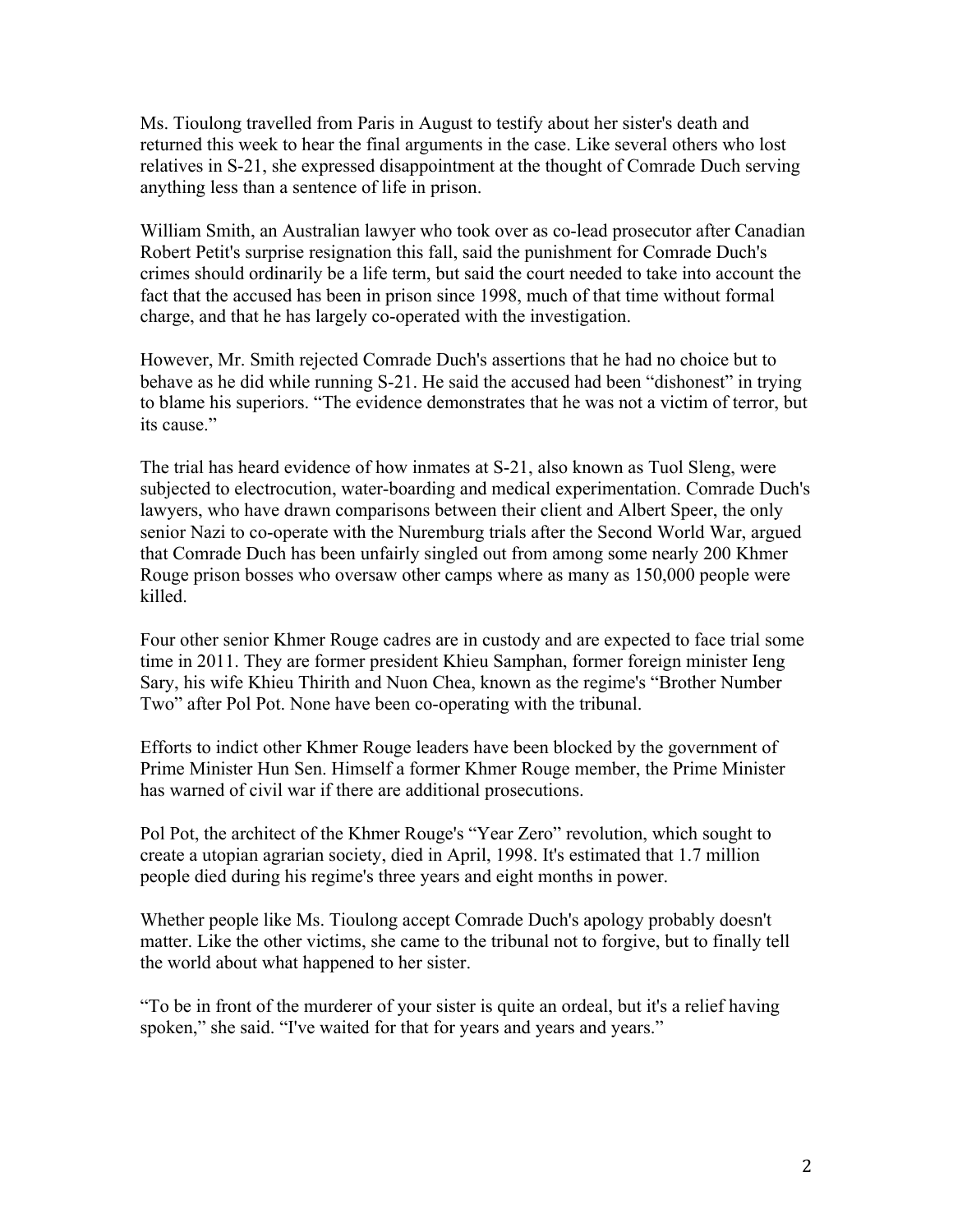Ms. Tioulong travelled from Paris in August to testify about her sister's death and returned this week to hear the final arguments in the case. Like several others who lost relatives in S-21, she expressed disappointment at the thought of Comrade Duch serving anything less than a sentence of life in prison.

William Smith, an Australian lawyer who took over as co-lead prosecutor after Canadian Robert Petit's surprise resignation this fall, said the punishment for Comrade Duch's crimes should ordinarily be a life term, but said the court needed to take into account the fact that the accused has been in prison since 1998, much of that time without formal charge, and that he has largely co-operated with the investigation.

However, Mr. Smith rejected Comrade Duch's assertions that he had no choice but to behave as he did while running S-21. He said the accused had been "dishonest" in trying to blame his superiors. "The evidence demonstrates that he was not a victim of terror, but its cause."

The trial has heard evidence of how inmates at S-21, also known as Tuol Sleng, were subjected to electrocution, water-boarding and medical experimentation. Comrade Duch's lawyers, who have drawn comparisons between their client and Albert Speer, the only senior Nazi to co-operate with the Nuremburg trials after the Second World War, argued that Comrade Duch has been unfairly singled out from among some nearly 200 Khmer Rouge prison bosses who oversaw other camps where as many as 150,000 people were killed.

Four other senior Khmer Rouge cadres are in custody and are expected to face trial some time in 2011. They are former president Khieu Samphan, former foreign minister Ieng Sary, his wife Khieu Thirith and Nuon Chea, known as the regime's "Brother Number Two" after Pol Pot. None have been co-operating with the tribunal.

Efforts to indict other Khmer Rouge leaders have been blocked by the government of Prime Minister Hun Sen. Himself a former Khmer Rouge member, the Prime Minister has warned of civil war if there are additional prosecutions.

Pol Pot, the architect of the Khmer Rouge's "Year Zero" revolution, which sought to create a utopian agrarian society, died in April, 1998. It's estimated that 1.7 million people died during his regime's three years and eight months in power.

Whether people like Ms. Tioulong accept Comrade Duch's apology probably doesn't matter. Like the other victims, she came to the tribunal not to forgive, but to finally tell the world about what happened to her sister.

"To be in front of the murderer of your sister is quite an ordeal, but it's a relief having spoken," she said. "I've waited for that for years and years and years."